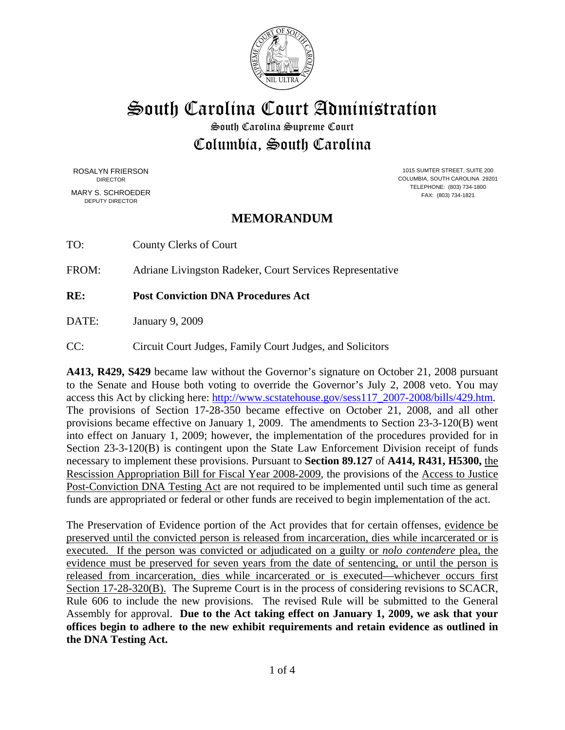# South Carolina Court Administration

## South Carolina Supreme Court

## Columbia, South Carolina

ROSALYN FRIERSON
DIRECTOR

MARY S. SCHROEDER
DEPUTY DIRECTOR

1015 SUMTER STREET, SUITE 200
COLUMBIA, SOUTH CAROLINA 29201
TELEPHONE: (803) 734-1800
FAX: (803) 734-1821

## MEMORANDUM

TO: County Clerks of Court

FROM: Adriane Livingston Radeker, Court Services Representative

**RE: Post Conviction DNA Procedures Act**

DATE: January 9, 2009

CC: Circuit Court Judges, Family Court Judges, and Solicitors

**A413, R429, S429** became law without the Governor's signature on October 21, 2008 pursuant to the Senate and House both voting to override the Governor's July 2, 2008 veto. You may access this Act by clicking here: http://www.scstatehouse.gov/sess117_2007-2008/bills/429.htm. The provisions of Section 17-28-350 became effective on October 21, 2008, and all other provisions became effective on January 1, 2009. The amendments to Section 23-3-120(B) went into effect on January 1, 2009; however, the implementation of the procedures provided for in Section 23-3-120(B) is contingent upon the State Law Enforcement Division receipt of funds necessary to implement these provisions. Pursuant to **Section 89.127** of **A414, R431, H5300,** the Rescission Appropriation Bill for Fiscal Year 2008-2009, the provisions of the Access to Justice Post-Conviction DNA Testing Act are not required to be implemented until such time as general funds are appropriated or federal or other funds are received to begin implementation of the act.

The Preservation of Evidence portion of the Act provides that for certain offenses, evidence be preserved until the convicted person is released from incarceration, dies while incarcerated or is executed. If the person was convicted or adjudicated on a guilty or *nolo contendere* plea, the evidence must be preserved for seven years from the date of sentencing, or until the person is released from incarceration, dies while incarcerated or is executed—whichever occurs first Section 17-28-320(B). The Supreme Court is in the process of considering revisions to SCACR, Rule 606 to include the new provisions. The revised Rule will be submitted to the General Assembly for approval. **Due to the Act taking effect on January 1, 2009, we ask that your offices begin to adhere to the new exhibit requirements and retain evidence as outlined in the DNA Testing Act.**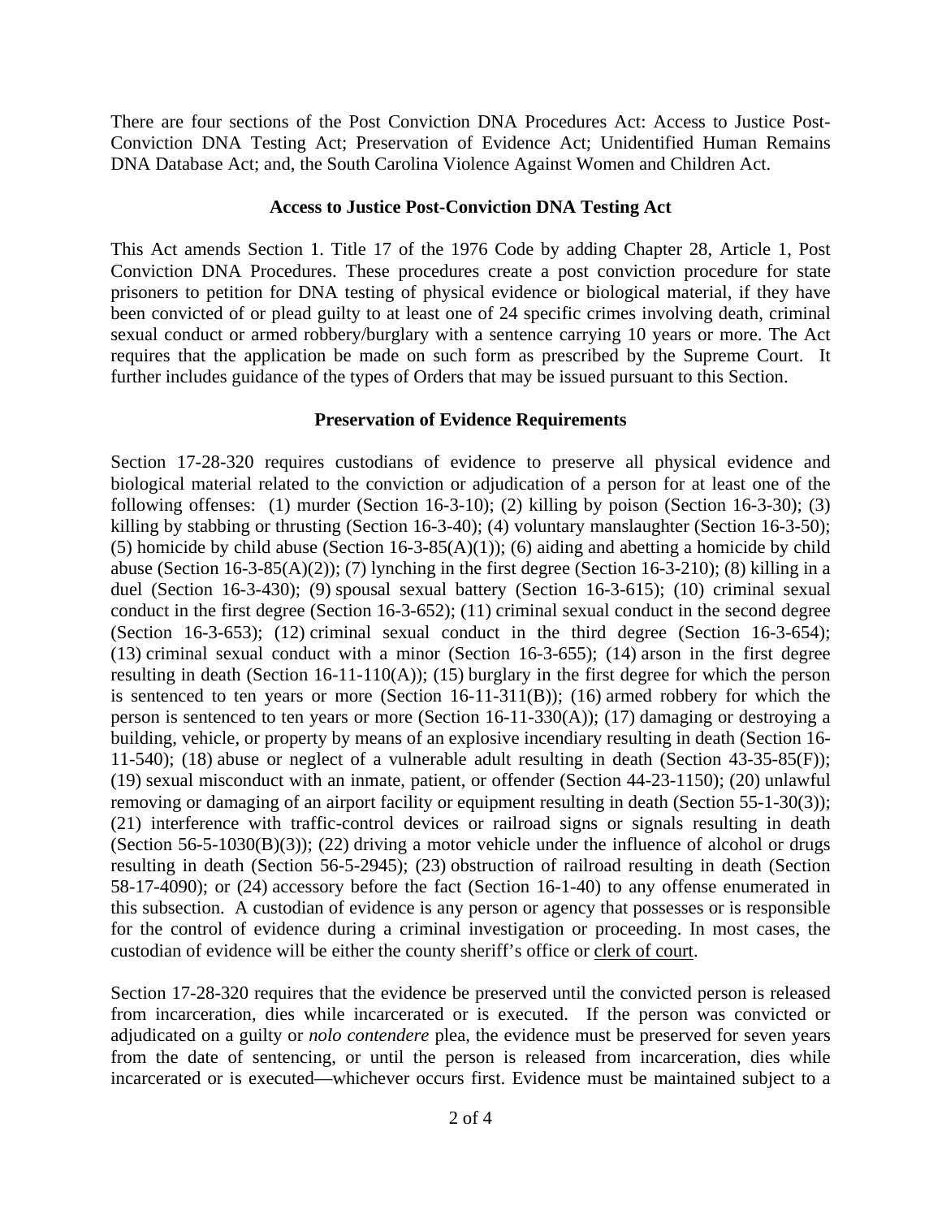There are four sections of the Post Conviction DNA Procedures Act: Access to Justice Post-Conviction DNA Testing Act; Preservation of Evidence Act; Unidentified Human Remains DNA Database Act; and, the South Carolina Violence Against Women and Children Act.

## Access to Justice Post-Conviction DNA Testing Act

This Act amends Section 1. Title 17 of the 1976 Code by adding Chapter 28, Article 1, Post Conviction DNA Procedures. These procedures create a post conviction procedure for state prisoners to petition for DNA testing of physical evidence or biological material, if they have been convicted of or plead guilty to at least one of 24 specific crimes involving death, criminal sexual conduct or armed robbery/burglary with a sentence carrying 10 years or more. The Act requires that the application be made on such form as prescribed by the Supreme Court. It further includes guidance of the types of Orders that may be issued pursuant to this Section.

## Preservation of Evidence Requirements

Section 17-28-320 requires custodians of evidence to preserve all physical evidence and biological material related to the conviction or adjudication of a person for at least one of the following offenses: (1) murder (Section 16-3-10); (2) killing by poison (Section 16-3-30); (3) killing by stabbing or thrusting (Section 16-3-40); (4) voluntary manslaughter (Section 16-3-50); (5) homicide by child abuse (Section 16-3-85(A)(1)); (6) aiding and abetting a homicide by child abuse (Section 16-3-85(A)(2)); (7) lynching in the first degree (Section 16-3-210); (8) killing in a duel (Section 16-3-430); (9) spousal sexual battery (Section 16-3-615); (10) criminal sexual conduct in the first degree (Section 16-3-652); (11) criminal sexual conduct in the second degree (Section 16-3-653); (12) criminal sexual conduct in the third degree (Section 16-3-654); (13) criminal sexual conduct with a minor (Section 16-3-655); (14) arson in the first degree resulting in death (Section 16-11-110(A)); (15) burglary in the first degree for which the person is sentenced to ten years or more (Section 16-11-311(B)); (16) armed robbery for which the person is sentenced to ten years or more (Section 16-11-330(A)); (17) damaging or destroying a building, vehicle, or property by means of an explosive incendiary resulting in death (Section 16-11-540); (18) abuse or neglect of a vulnerable adult resulting in death (Section 43-35-85(F)); (19) sexual misconduct with an inmate, patient, or offender (Section 44-23-1150); (20) unlawful removing or damaging of an airport facility or equipment resulting in death (Section 55-1-30(3)); (21) interference with traffic-control devices or railroad signs or signals resulting in death (Section 56-5-1030(B)(3)); (22) driving a motor vehicle under the influence of alcohol or drugs resulting in death (Section 56-5-2945); (23) obstruction of railroad resulting in death (Section 58-17-4090); or (24) accessory before the fact (Section 16-1-40) to any offense enumerated in this subsection. A custodian of evidence is any person or agency that possesses or is responsible for the control of evidence during a criminal investigation or proceeding. In most cases, the custodian of evidence will be either the county sheriff's office or clerk of court.

Section 17-28-320 requires that the evidence be preserved until the convicted person is released from incarceration, dies while incarcerated or is executed. If the person was convicted or adjudicated on a guilty or *nolo contendere* plea, the evidence must be preserved for seven years from the date of sentencing, or until the person is released from incarceration, dies while incarcerated or is executed—whichever occurs first. Evidence must be maintained subject to a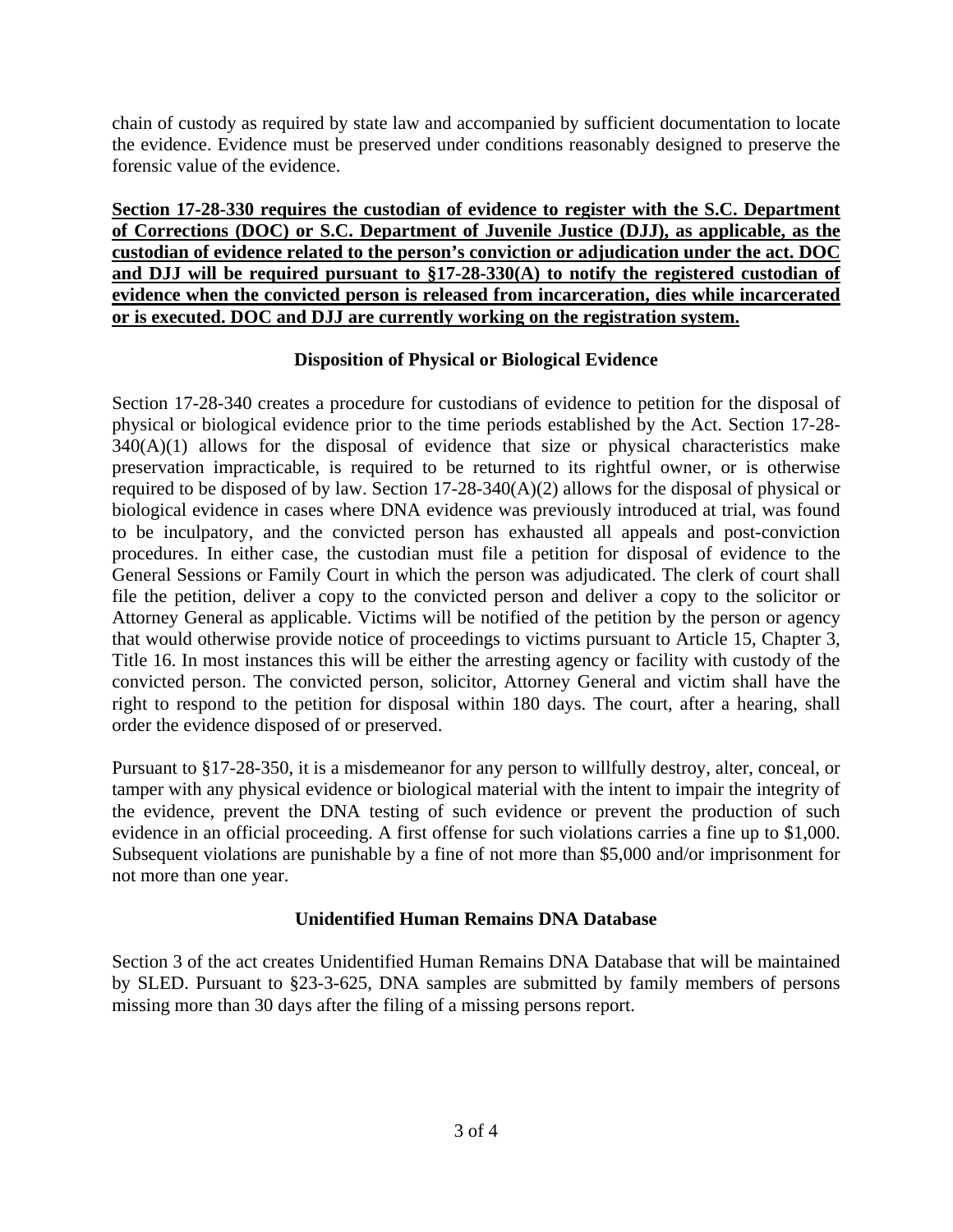chain of custody as required by state law and accompanied by sufficient documentation to locate the evidence. Evidence must be preserved under conditions reasonably designed to preserve the forensic value of the evidence.

**<u>Section 17-28-330 requires the custodian of evidence to register with the S.C. Department of Corrections (DOC) or S.C. Department of Juvenile Justice (DJJ), as applicable, as the custodian of evidence related to the person's conviction or adjudication under the act. DOC and DJJ will be required pursuant to §17-28-330(A) to notify the registered custodian of evidence when the convicted person is released from incarceration, dies while incarcerated or is executed. DOC and DJJ are currently working on the registration system.</u>**

### Disposition of Physical or Biological Evidence

Section 17-28-340 creates a procedure for custodians of evidence to petition for the disposal of physical or biological evidence prior to the time periods established by the Act. Section 17-28-340(A)(1) allows for the disposal of evidence that size or physical characteristics make preservation impracticable, is required to be returned to its rightful owner, or is otherwise required to be disposed of by law. Section 17-28-340(A)(2) allows for the disposal of physical or biological evidence in cases where DNA evidence was previously introduced at trial, was found to be inculpatory, and the convicted person has exhausted all appeals and post-conviction procedures. In either case, the custodian must file a petition for disposal of evidence to the General Sessions or Family Court in which the person was adjudicated. The clerk of court shall file the petition, deliver a copy to the convicted person and deliver a copy to the solicitor or Attorney General as applicable. Victims will be notified of the petition by the person or agency that would otherwise provide notice of proceedings to victims pursuant to Article 15, Chapter 3, Title 16. In most instances this will be either the arresting agency or facility with custody of the convicted person. The convicted person, solicitor, Attorney General and victim shall have the right to respond to the petition for disposal within 180 days. The court, after a hearing, shall order the evidence disposed of or preserved.

Pursuant to §17-28-350, it is a misdemeanor for any person to willfully destroy, alter, conceal, or tamper with any physical evidence or biological material with the intent to impair the integrity of the evidence, prevent the DNA testing of such evidence or prevent the production of such evidence in an official proceeding. A first offense for such violations carries a fine up to $1,000. Subsequent violations are punishable by a fine of not more than $5,000 and/or imprisonment for not more than one year.

### Unidentified Human Remains DNA Database

Section 3 of the act creates Unidentified Human Remains DNA Database that will be maintained by SLED. Pursuant to §23-3-625, DNA samples are submitted by family members of persons missing more than 30 days after the filing of a missing persons report.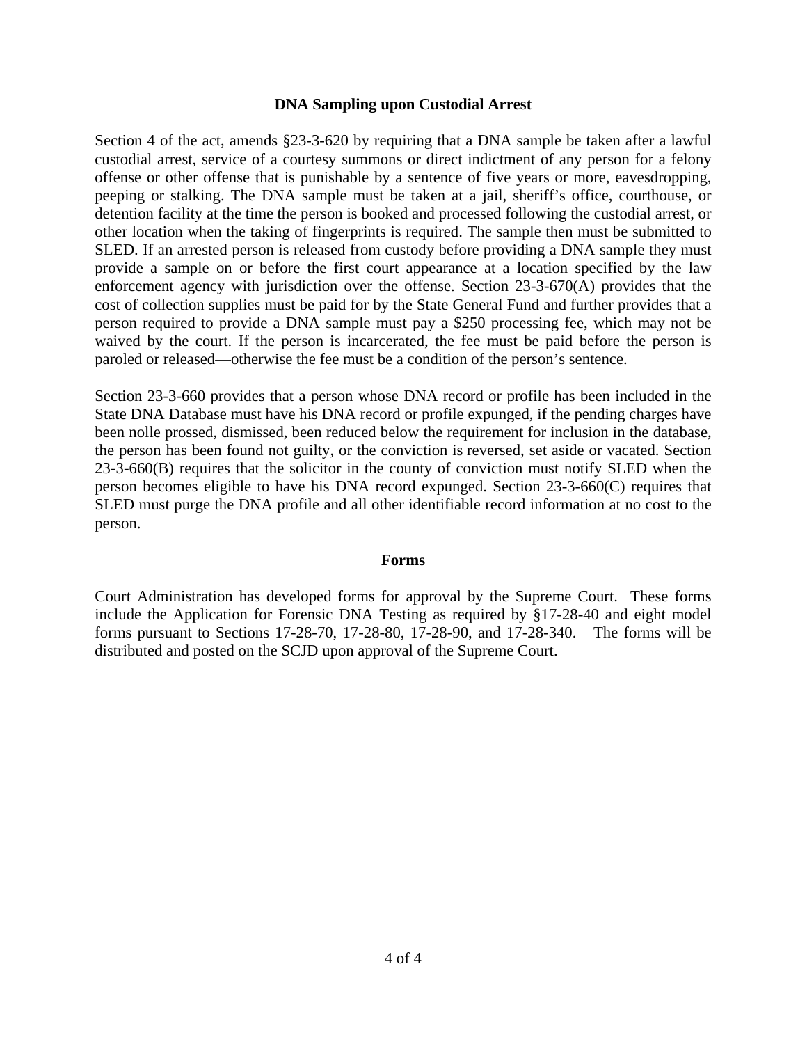**DNA Sampling upon Custodial Arrest**

Section 4 of the act, amends §23-3-620 by requiring that a DNA sample be taken after a lawful custodial arrest, service of a courtesy summons or direct indictment of any person for a felony offense or other offense that is punishable by a sentence of five years or more, eavesdropping, peeping or stalking. The DNA sample must be taken at a jail, sheriff's office, courthouse, or detention facility at the time the person is booked and processed following the custodial arrest, or other location when the taking of fingerprints is required. The sample then must be submitted to SLED. If an arrested person is released from custody before providing a DNA sample they must provide a sample on or before the first court appearance at a location specified by the law enforcement agency with jurisdiction over the offense. Section 23-3-670(A) provides that the cost of collection supplies must be paid for by the State General Fund and further provides that a person required to provide a DNA sample must pay a $250 processing fee, which may not be waived by the court. If the person is incarcerated, the fee must be paid before the person is paroled or released—otherwise the fee must be a condition of the person's sentence.

Section 23-3-660 provides that a person whose DNA record or profile has been included in the State DNA Database must have his DNA record or profile expunged, if the pending charges have been nolle prossed, dismissed, been reduced below the requirement for inclusion in the database, the person has been found not guilty, or the conviction is reversed, set aside or vacated. Section 23-3-660(B) requires that the solicitor in the county of conviction must notify SLED when the person becomes eligible to have his DNA record expunged. Section 23-3-660(C) requires that SLED must purge the DNA profile and all other identifiable record information at no cost to the person.

**Forms**

Court Administration has developed forms for approval by the Supreme Court. These forms include the Application for Forensic DNA Testing as required by §17-28-40 and eight model forms pursuant to Sections 17-28-70, 17-28-80, 17-28-90, and 17-28-340. The forms will be distributed and posted on the SCJD upon approval of the Supreme Court.